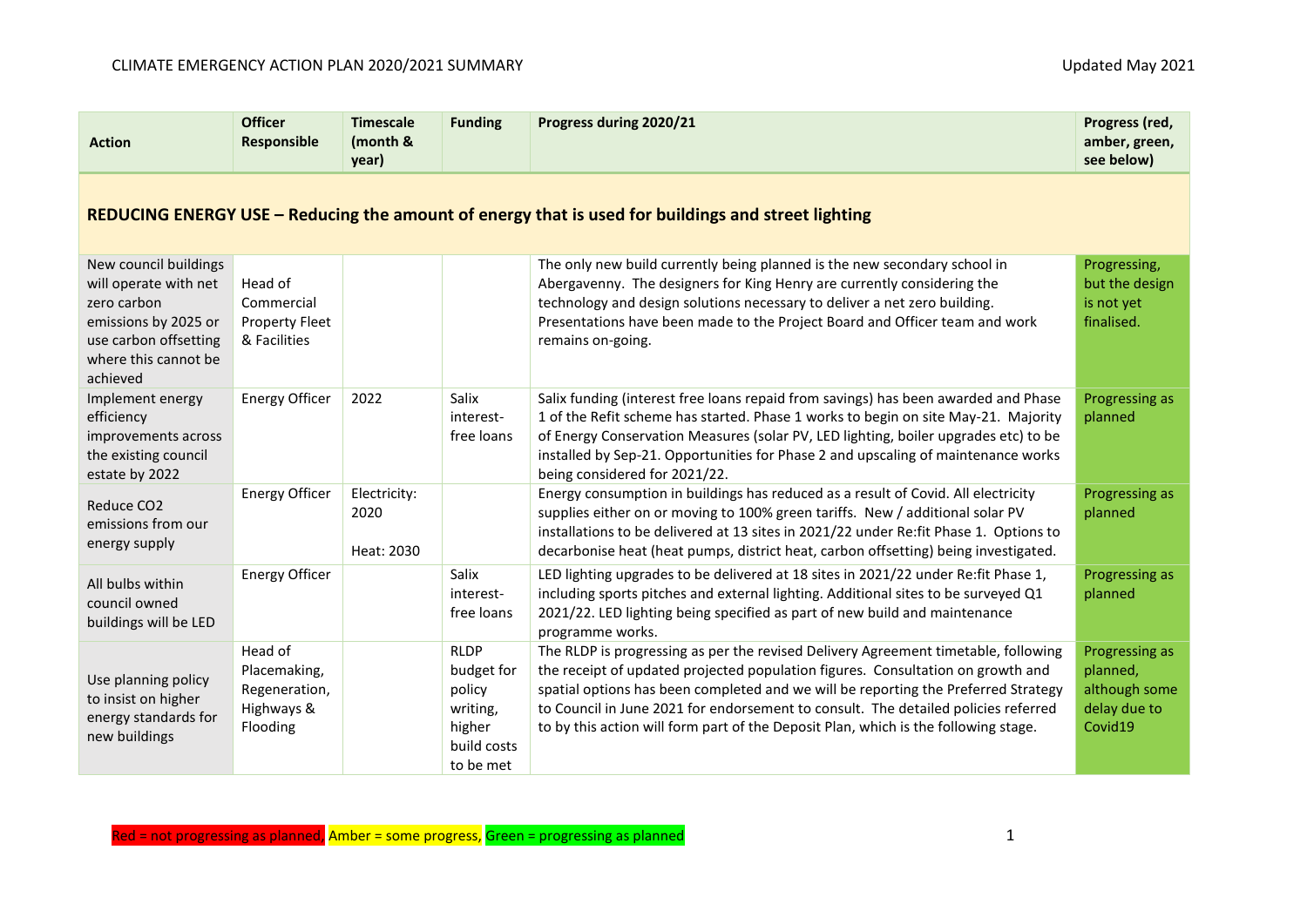# CLIMATE EMERGENCY ACTION PLAN 2020/2021 SUMMARY

Updated May 2021

| Action | Officer Responsible | Timescale (month & year) | Funding | Progress during 2020/21 | Progress (red, amber, green, see below) |
|---|---|---|---|---|---|
| **REDUCING ENERGY USE – Reducing the amount of energy that is used for buildings and street lighting** | | | | | |
| New council buildings will operate with net zero carbon emissions by 2025 or use carbon offsetting where this cannot be achieved | Head of Commercial Property Fleet & Facilities | | | The only new build currently being planned is the new secondary school in Abergavenny. The designers for King Henry are currently considering the technology and design solutions necessary to deliver a net zero building. Presentations have been made to the Project Board and Officer team and work remains on-going. | Progressing, but the design is not yet finalised. |
| Implement energy efficiency improvements across the existing council estate by 2022 | Energy Officer | 2022 | Salix interest-free loans | Salix funding (interest free loans repaid from savings) has been awarded and Phase 1 of the Refit scheme has started. Phase 1 works to begin on site May-21. Majority of Energy Conservation Measures (solar PV, LED lighting, boiler upgrades etc) to be installed by Sep-21. Opportunities for Phase 2 and upscaling of maintenance works being considered for 2021/22. | Progressing as planned |
| Reduce $CO_2$ emissions from our energy supply | Energy Officer | Electricity: 2020<br><br>Heat: 2030 | | Energy consumption in buildings has reduced as a result of Covid. All electricity supplies either on or moving to 100% green tariffs. New / additional solar PV installations to be delivered at 13 sites in 2021/22 under Re:fit Phase 1. Options to decarbonise heat (heat pumps, district heat, carbon offsetting) being investigated. | Progressing as planned |
| All bulbs within council owned buildings will be LED | Energy Officer | | Salix interest-free loans | LED lighting upgrades to be delivered at 18 sites in 2021/22 under Re:fit Phase 1, including sports pitches and external lighting. Additional sites to be surveyed Q1 2021/22. LED lighting being specified as part of new build and maintenance programme works. | Progressing as planned |
| Use planning policy to insist on higher energy standards for new buildings | Head of Placemaking, Regeneration, Highways & Flooding | | RLDP budget for policy writing, higher build costs to be met | The RLDP is progressing as per the revised Delivery Agreement timetable, following the receipt of updated projected population figures. Consultation on growth and spatial options has been completed and we will be reporting the Preferred Strategy to Council in June 2021 for endorsement to consult. The detailed policies referred to by this action will form part of the Deposit Plan, which is the following stage. | Progressing as planned, although some delay due to Covid19 |

Red = not progressing as planned, Amber = some progress, Green = progressing as planned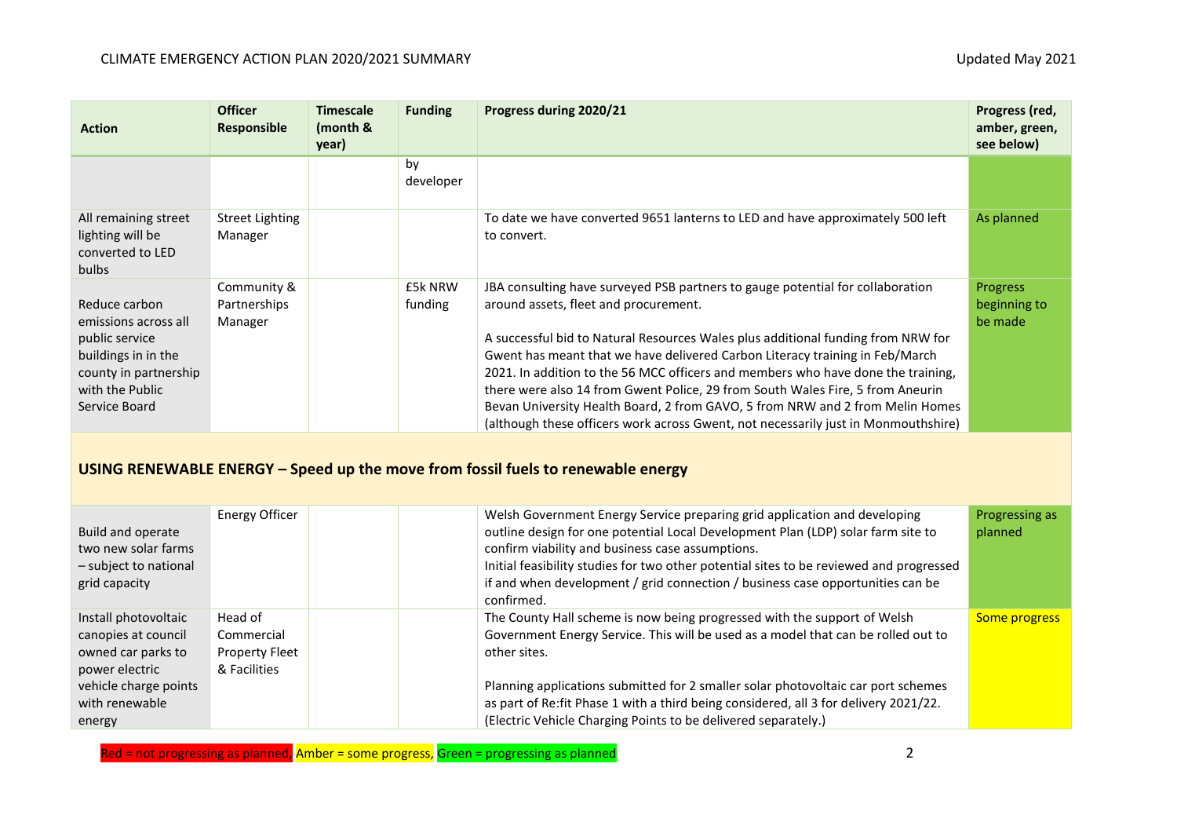| Action | Officer Responsible | Timescale (month & year) | Funding | Progress during 2020/21 | Progress (red, amber, green, see below) |
|---|---|---|---|---|---|
| | | | by developer | | |
| All remaining street lighting will be converted to LED bulbs | Street Lighting Manager | | | To date we have converted 9651 lanterns to LED and have approximately 500 left to convert. | As planned |
| Reduce carbon emissions across all public service buildings in in the county in partnership with the Public Service Board | Community & Partnerships Manager | | £5k NRW funding | JBA consulting have surveyed PSB partners to gauge potential for collaboration around assets, fleet and procurement.<br><br>A successful bid to Natural Resources Wales plus additional funding from NRW for Gwent has meant that we have delivered Carbon Literacy training in Feb/March 2021. In addition to the 56 MCC officers and members who have done the training, there were also 14 from Gwent Police, 29 from South Wales Fire, 5 from Aneurin Bevan University Health Board, 2 from GAVO, 5 from NRW and 2 from Melin Homes (although these officers work across Gwent, not necessarily just in Monmouthshire) | Progress beginning to be made |
| **USING RENEWABLE ENERGY – Speed up the move from fossil fuels to renewable energy** | | | | | |
| Build and operate two new solar farms – subject to national grid capacity | Energy Officer | | | Welsh Government Energy Service preparing grid application and developing outline design for one potential Local Development Plan (LDP) solar farm site to confirm viability and business case assumptions.<br>Initial feasibility studies for two other potential sites to be reviewed and progressed if and when development / grid connection / business case opportunities can be confirmed. | Progressing as planned |
| Install photovoltaic canopies at council owned car parks to power electric vehicle charge points with renewable energy | Head of Commercial Property Fleet & Facilities | | | The County Hall scheme is now being progressed with the support of Welsh Government Energy Service. This will be used as a model that can be rolled out to other sites.<br><br>Planning applications submitted for 2 smaller solar photovoltaic car port schemes as part of Re:fit Phase 1 with a third being considered, all 3 for delivery 2021/22. (Electric Vehicle Charging Points to be delivered separately.) | Some progress |

Red = not progressing as planned, Amber = some progress, Green = progressing as planned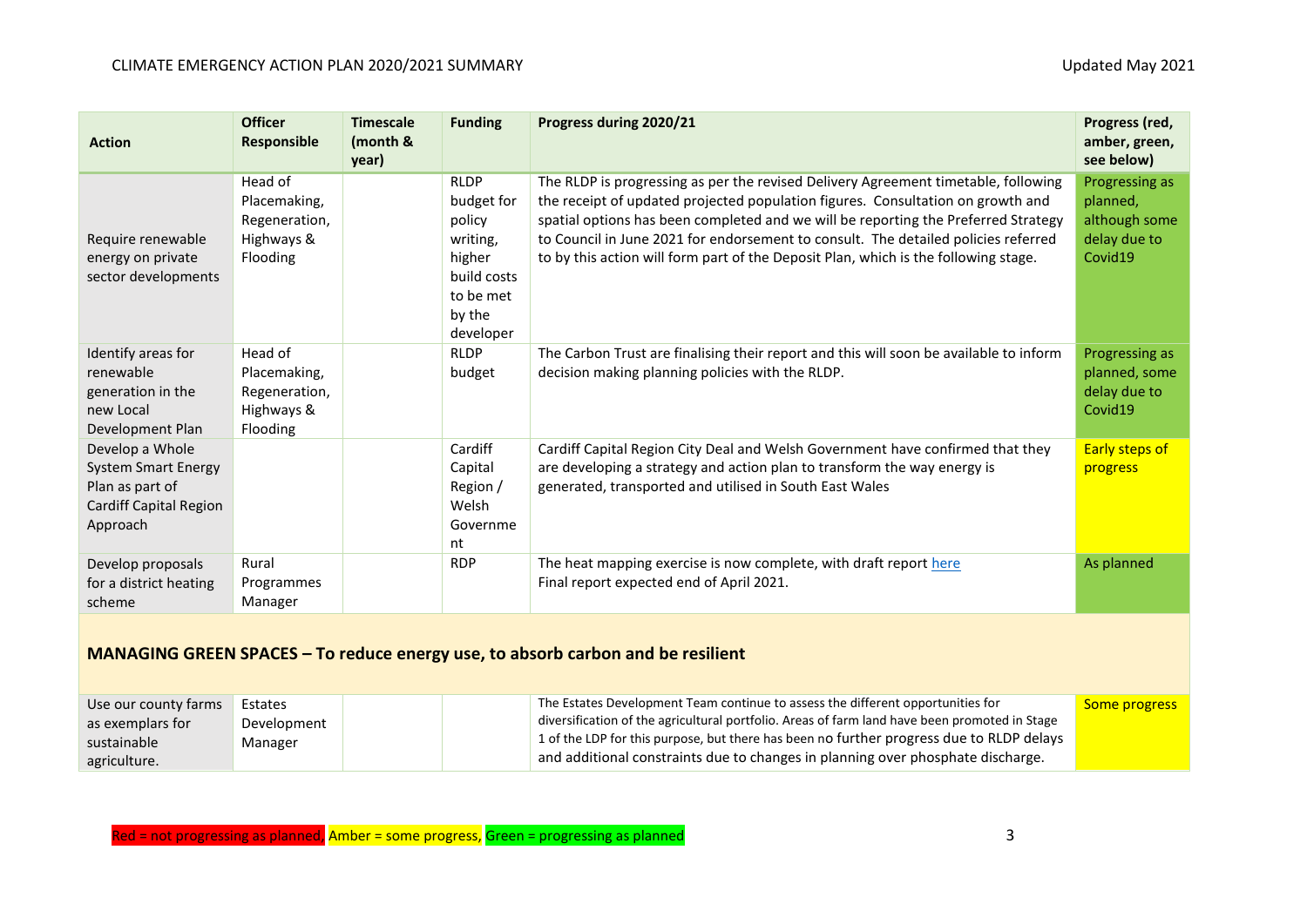| Action | Officer Responsible | Timescale (month & year) | Funding | Progress during 2020/21 | Progress (red, amber, green, see below) |
|---|---|---|---|---|---|
| Require renewable energy on private sector developments | Head of Placemaking, Regeneration, Highways & Flooding | | RLDP budget for policy writing, higher build costs to be met by the developer | The RLDP is progressing as per the revised Delivery Agreement timetable, following the receipt of updated projected population figures. Consultation on growth and spatial options has been completed and we will be reporting the Preferred Strategy to Council in June 2021 for endorsement to consult. The detailed policies referred to by this action will form part of the Deposit Plan, which is the following stage. | Progressing as planned, although some delay due to Covid19 |
| Identify areas for renewable generation in the new Local Development Plan | Head of Placemaking, Regeneration, Highways & Flooding | | RLDP budget | The Carbon Trust are finalising their report and this will soon be available to inform decision making planning policies with the RLDP. | Progressing as planned, some delay due to Covid19 |
| Develop a Whole System Smart Energy Plan as part of Cardiff Capital Region Approach | | | Cardiff Capital Region / Welsh Government | Cardiff Capital Region City Deal and Welsh Government have confirmed that they are developing a strategy and action plan to transform the way energy is generated, transported and utilised in South East Wales | Early steps of progress |
| Develop proposals for a district heating scheme | Rural Programmes Manager | | RDP | The heat mapping exercise is now complete, with draft report here<br>Final report expected end of April 2021. | As planned |
| **MANAGING GREEN SPACES – To reduce energy use, to absorb carbon and be resilient** | | | | | |
| Use our county farms as exemplars for sustainable agriculture. | Estates Development Manager | | | The Estates Development Team continue to assess the different opportunities for diversification of the agricultural portfolio. Areas of farm land have been promoted in Stage 1 of the LDP for this purpose, but there has been no further progress due to RLDP delays and additional constraints due to changes in planning over phosphate discharge. | Some progress |

Red = not progressing as planned, Amber = some progress, Green = progressing as planned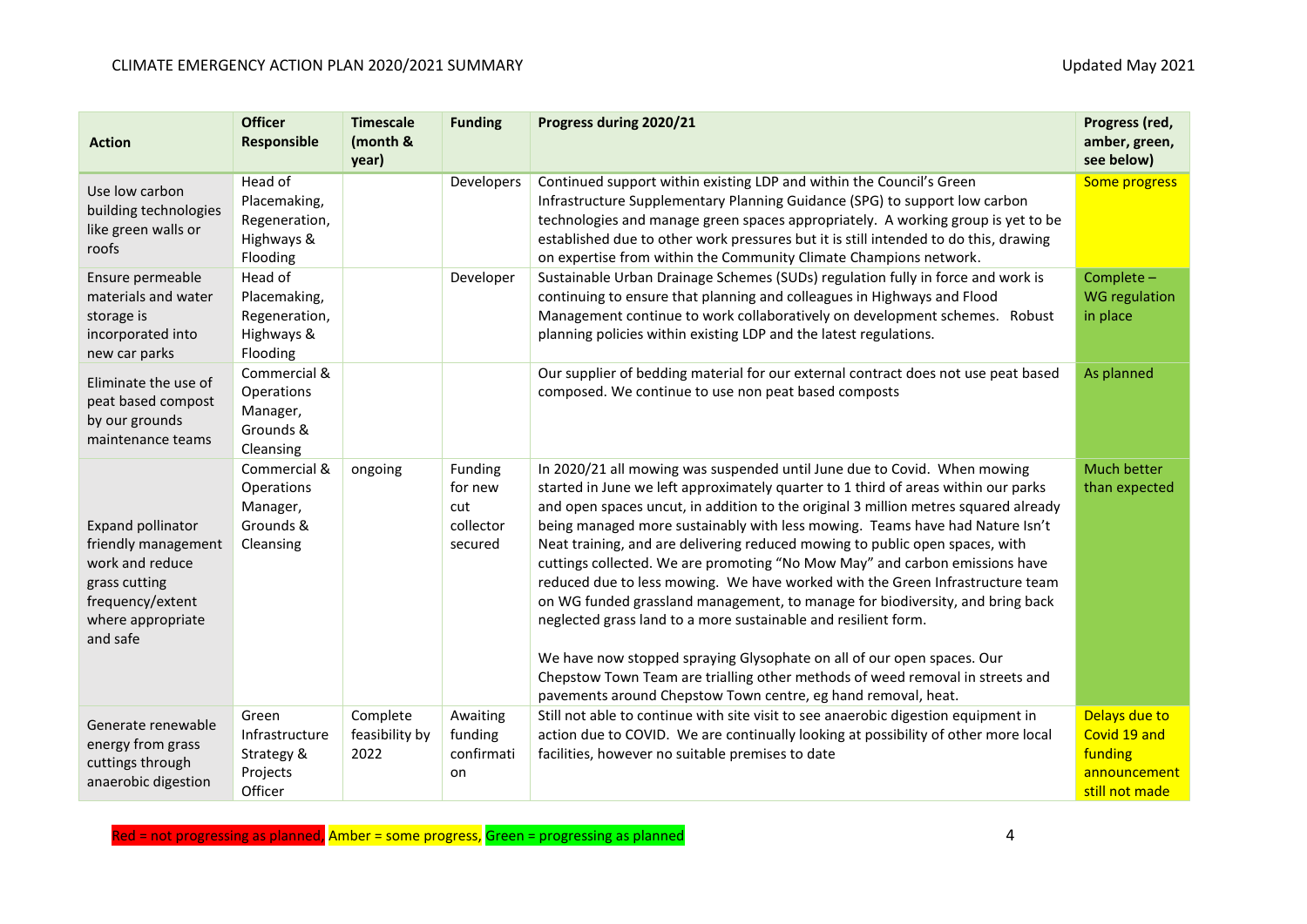| Action | Officer Responsible | Timescale (month & year) | Funding | Progress during 2020/21 | Progress (red, amber, green, see below) |
|---|---|---|---|---|---|
| Use low carbon building technologies like green walls or roofs | Head of Placemaking, Regeneration, Highways & Flooding | | Developers | Continued support within existing LDP and within the Council's Green Infrastructure Supplementary Planning Guidance (SPG) to support low carbon technologies and manage green spaces appropriately. A working group is yet to be established due to other work pressures but it is still intended to do this, drawing on expertise from within the Community Climate Champions network. | Some progress |
| Ensure permeable materials and water storage is incorporated into new car parks | Head of Placemaking, Regeneration, Highways & Flooding | | Developer | Sustainable Urban Drainage Schemes (SUDs) regulation fully in force and work is continuing to ensure that planning and colleagues in Highways and Flood Management continue to work collaboratively on development schemes. Robust planning policies within existing LDP and the latest regulations. | Complete – WG regulation in place |
| Eliminate the use of peat based compost by our grounds maintenance teams | Commercial & Operations Manager, Grounds & Cleansing | | | Our supplier of bedding material for our external contract does not use peat based composed. We continue to use non peat based composts | As planned |
| Expand pollinator friendly management work and reduce grass cutting frequency/extent where appropriate and safe | Commercial & Operations Manager, Grounds & Cleansing | ongoing | Funding for new cut collector secured | In 2020/21 all mowing was suspended until June due to Covid. When mowing started in June we left approximately quarter to 1 third of areas within our parks and open spaces uncut, in addition to the original 3 million metres squared already being managed more sustainably with less mowing. Teams have had Nature Isn't Neat training, and are delivering reduced mowing to public open spaces, with cuttings collected. We are promoting "No Mow May" and carbon emissions have reduced due to less mowing. We have worked with the Green Infrastructure team on WG funded grassland management, to manage for biodiversity, and bring back neglected grass land to a more sustainable and resilient form.<br><br>We have now stopped spraying Glysophate on all of our open spaces. Our Chepstow Town Team are trialling other methods of weed removal in streets and pavements around Chepstow Town centre, eg hand removal, heat. | Much better than expected |
| Generate renewable energy from grass cuttings through anaerobic digestion | Green Infrastructure Strategy & Projects Officer | Complete feasibility by 2022 | Awaiting funding confirmation | Still not able to continue with site visit to see anaerobic digestion equipment in action due to COVID. We are continually looking at possibility of other more local facilities, however no suitable premises to date | Delays due to Covid 19 and funding announcement still not made |

Red = not progressing as planned, Amber = some progress, Green = progressing as planned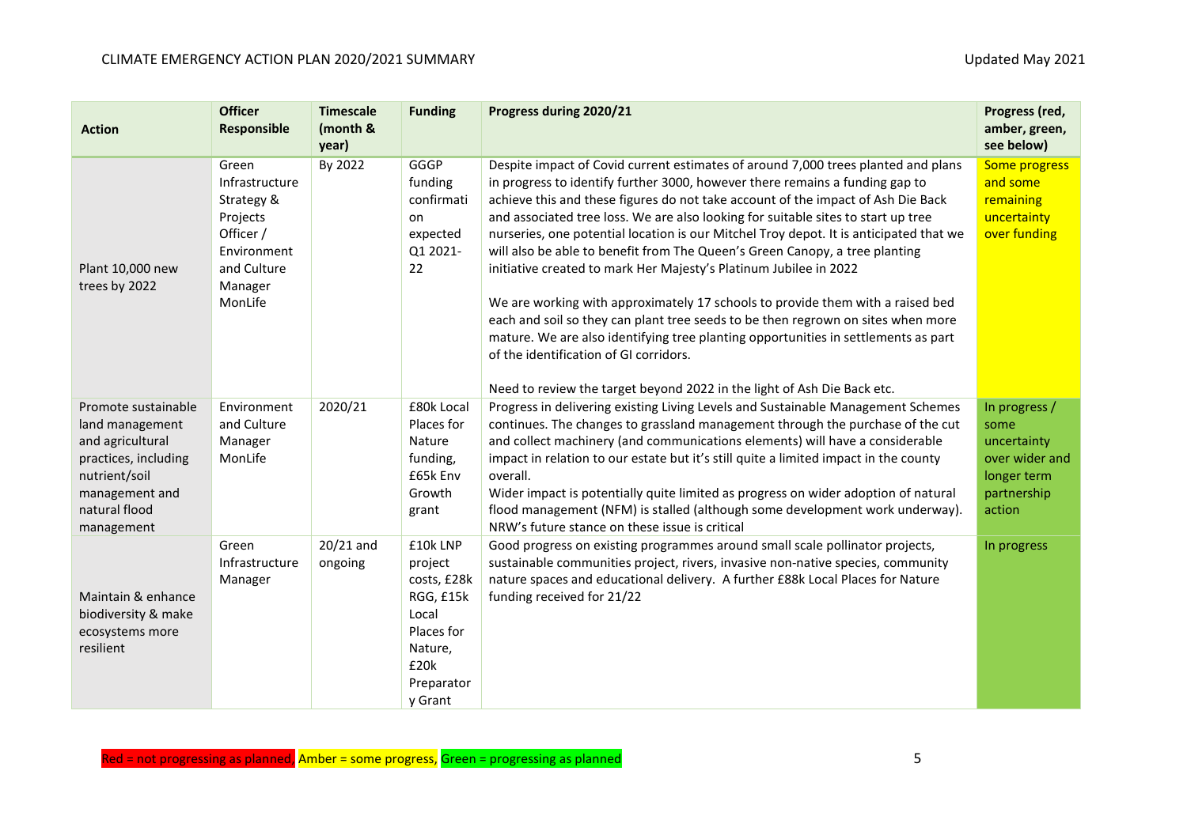| Action | Officer Responsible | Timescale (month & year) | Funding | Progress during 2020/21 | Progress (red, amber, green, see below) |
|---|---|---|---|---|---|
| Plant 10,000 new trees by 2022 | Green Infrastructure Strategy & Projects Officer / Environment and Culture Manager MonLife | By 2022 | GGGP funding confirmation expected Q1 2021-22 | Despite impact of Covid current estimates of around 7,000 trees planted and plans in progress to identify further 3000, however there remains a funding gap to achieve this and these figures do not take account of the impact of Ash Die Back and associated tree loss. We are also looking for suitable sites to start up tree nurseries, one potential location is our Mitchel Troy depot. It is anticipated that we will also be able to benefit from The Queen's Green Canopy, a tree planting initiative created to mark Her Majesty's Platinum Jubilee in 2022<br><br>We are working with approximately 17 schools to provide them with a raised bed each and soil so they can plant tree seeds to be then regrown on sites when more mature. We are also identifying tree planting opportunities in settlements as part of the identification of GI corridors.<br><br>Need to review the target beyond 2022 in the light of Ash Die Back etc. | Some progress and some remaining uncertainty over funding |
| Promote sustainable land management and agricultural practices, including nutrient/soil management and natural flood management | Environment and Culture Manager MonLife | 2020/21 | £80k Local Places for Nature funding, £65k Env Growth grant | Progress in delivering existing Living Levels and Sustainable Management Schemes continues. The changes to grassland management through the purchase of the cut and collect machinery (and communications elements) will have a considerable impact in relation to our estate but it's still quite a limited impact in the county overall.<br>Wider impact is potentially quite limited as progress on wider adoption of natural flood management (NFM) is stalled (although some development work underway). NRW's future stance on these issue is critical | In progress / some uncertainty over wider and longer term partnership action |
| Maintain & enhance biodiversity & make ecosystems more resilient | Green Infrastructure Manager | 20/21 and ongoing | £10k LNP project costs, £28k RGG, £15k Local Places for Nature, £20k Preparatory Grant | Good progress on existing programmes around small scale pollinator projects, sustainable communities project, rivers, invasive non-native species, community nature spaces and educational delivery. A further £88k Local Places for Nature funding received for 21/22 | In progress |

Red = not progressing as planned, Amber = some progress, Green = progressing as planned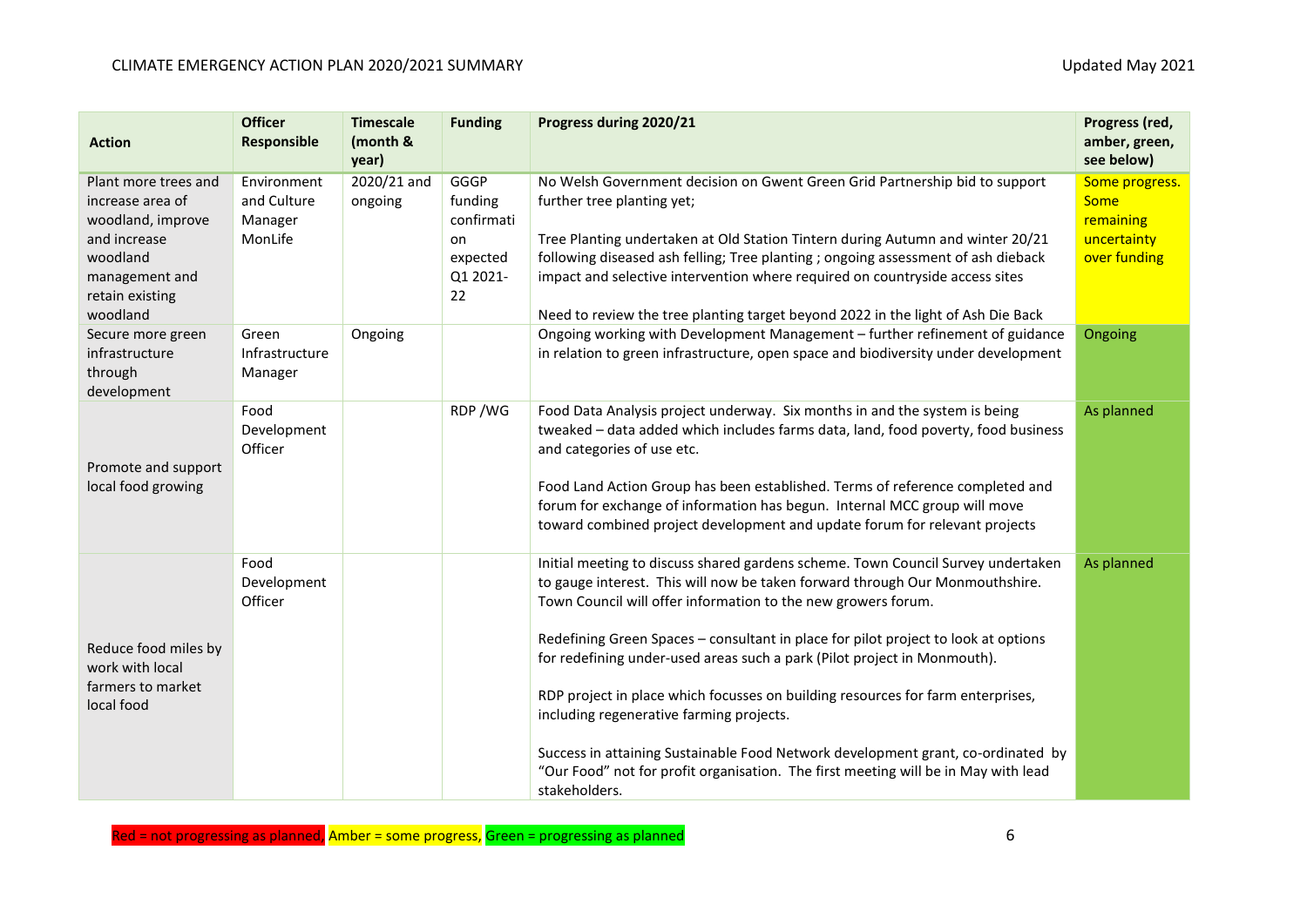| Action | Officer Responsible | Timescale (month & year) | Funding | Progress during 2020/21 | Progress (red, amber, green, see below) |
|---|---|---|---|---|---|
| Plant more trees and increase area of woodland, improve and increase woodland management and retain existing woodland | Environment and Culture Manager MonLife | 2020/21 and ongoing | GGGP funding confirmation expected Q1 2021-22 | No Welsh Government decision on Gwent Green Grid Partnership bid to support further tree planting yet;<br><br>Tree Planting undertaken at Old Station Tintern during Autumn and winter 20/21 following diseased ash felling; Tree planting ; ongoing assessment of ash dieback impact and selective intervention where required on countryside access sites<br><br>Need to review the tree planting target beyond 2022 in the light of Ash Die Back | Some progress. Some remaining uncertainty over funding |
| Secure more green infrastructure through development | Green Infrastructure Manager | Ongoing | | Ongoing working with Development Management – further refinement of guidance in relation to green infrastructure, open space and biodiversity under development | Ongoing |
| Promote and support local food growing | Food Development Officer | | RDP /WG | Food Data Analysis project underway. Six months in and the system is being tweaked – data added which includes farms data, land, food poverty, food business and categories of use etc.<br><br>Food Land Action Group has been established. Terms of reference completed and forum for exchange of information has begun. Internal MCC group will move toward combined project development and update forum for relevant projects | As planned |
| Reduce food miles by work with local farmers to market local food | Food Development Officer | | | Initial meeting to discuss shared gardens scheme. Town Council Survey undertaken to gauge interest. This will now be taken forward through Our Monmouthshire. Town Council will offer information to the new growers forum.<br><br>Redefining Green Spaces – consultant in place for pilot project to look at options for redefining under-used areas such a park (Pilot project in Monmouth).<br><br>RDP project in place which focusses on building resources for farm enterprises, including regenerative farming projects.<br><br>Success in attaining Sustainable Food Network development grant, co-ordinated by "Our Food" not for profit organisation. The first meeting will be in May with lead stakeholders. | As planned |

Red = not progressing as planned, Amber = some progress, Green = progressing as planned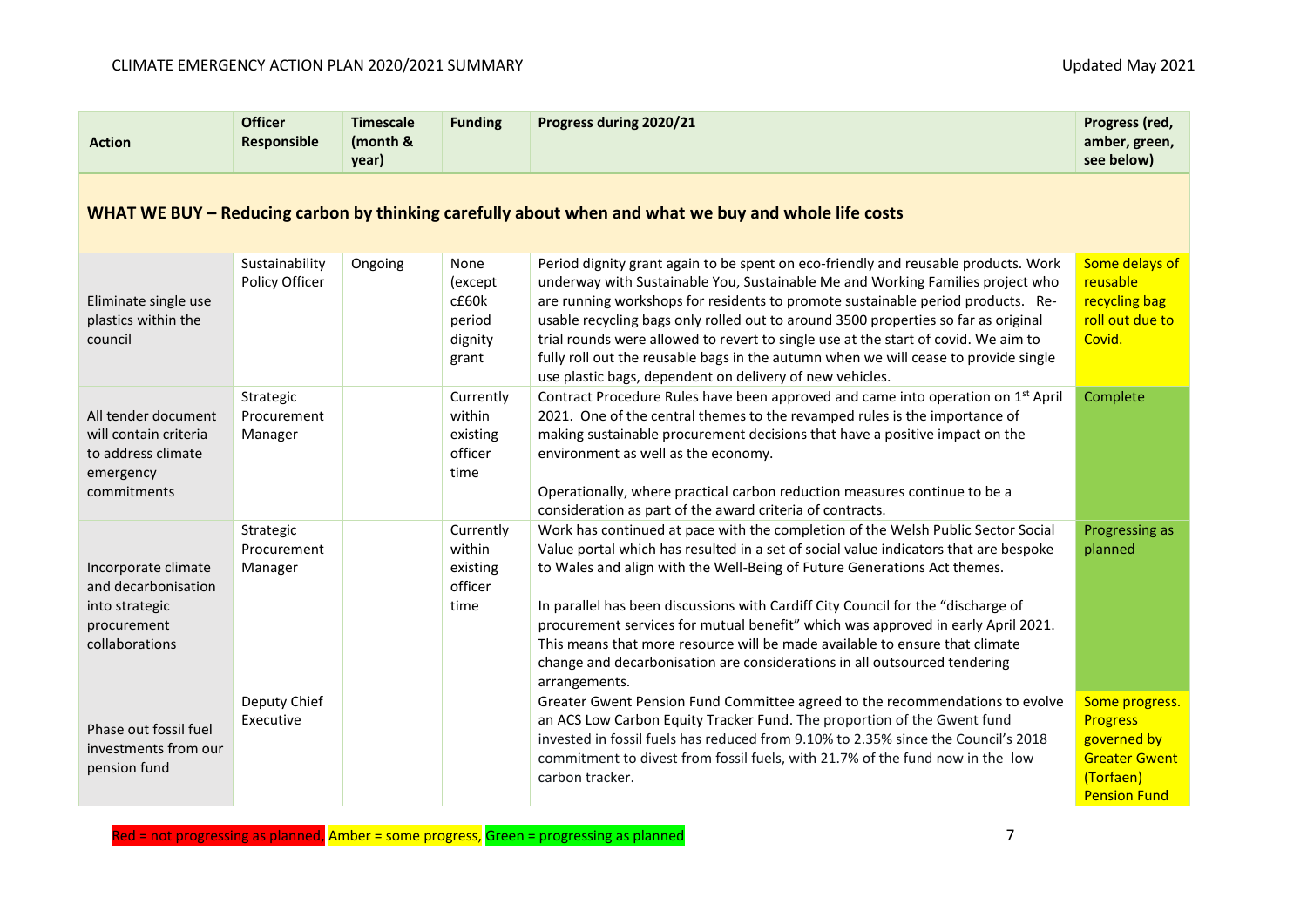| Action | Officer Responsible | Timescale (month & year) | Funding | Progress during 2020/21 | Progress (red, amber, green, see below) |
|---|---|---|---|---|---|
| **WHAT WE BUY – Reducing carbon by thinking carefully about when and what we buy and whole life costs** | | | | | |
| Eliminate single use plastics within the council | Sustainability Policy Officer | Ongoing | None (except c£60k period dignity grant | Period dignity grant again to be spent on eco-friendly and reusable products. Work underway with Sustainable You, Sustainable Me and Working Families project who are running workshops for residents to promote sustainable period products. Re-usable recycling bags only rolled out to around 3500 properties so far as original trial rounds were allowed to revert to single use at the start of covid. We aim to fully roll out the reusable bags in the autumn when we will cease to provide single use plastic bags, dependent on delivery of new vehicles. | Some delays of reusable recycling bag roll out due to Covid. |
| All tender document will contain criteria to address climate emergency commitments | Strategic Procurement Manager | | Currently within existing officer time | Contract Procedure Rules have been approved and came into operation on 1st April 2021. One of the central themes to the revamped rules is the importance of making sustainable procurement decisions that have a positive impact on the environment as well as the economy.<br><br>Operationally, where practical carbon reduction measures continue to be a consideration as part of the award criteria of contracts. | Complete |
| Incorporate climate and decarbonisation into strategic procurement collaborations | Strategic Procurement Manager | | Currently within existing officer time | Work has continued at pace with the completion of the Welsh Public Sector Social Value portal which has resulted in a set of social value indicators that are bespoke to Wales and align with the Well-Being of Future Generations Act themes.<br><br>In parallel has been discussions with Cardiff City Council for the "discharge of procurement services for mutual benefit" which was approved in early April 2021. This means that more resource will be made available to ensure that climate change and decarbonisation are considerations in all outsourced tendering arrangements. | Progressing as planned |
| Phase out fossil fuel investments from our pension fund | Deputy Chief Executive | | | Greater Gwent Pension Fund Committee agreed to the recommendations to evolve an ACS Low Carbon Equity Tracker Fund. The proportion of the Gwent fund invested in fossil fuels has reduced from 9.10% to 2.35% since the Council's 2018 commitment to divest from fossil fuels, with 21.7% of the fund now in the low carbon tracker. | Some progress. Progress governed by Greater Gwent (Torfaen) Pension Fund |

Red = not progressing as planned, Amber = some progress, Green = progressing as planned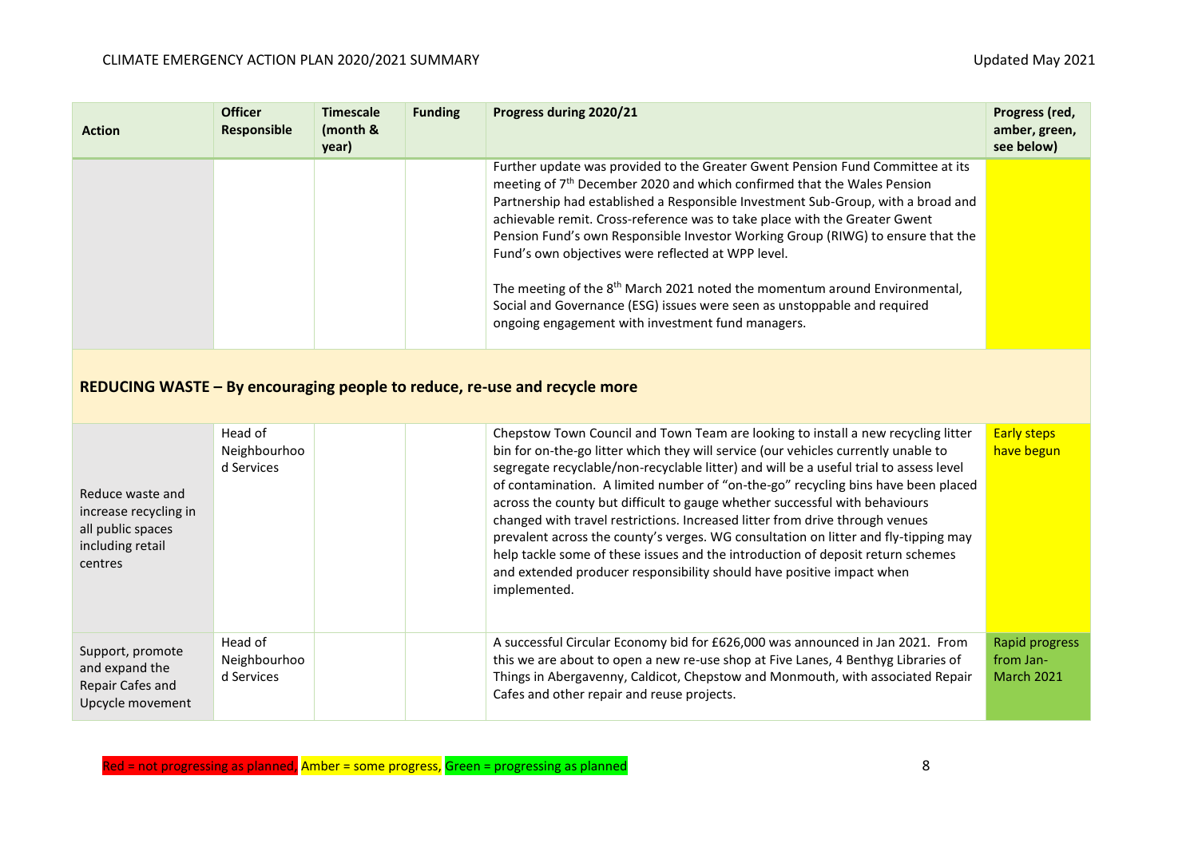| Action | Officer Responsible | Timescale (month & year) | Funding | Progress during 2020/21 | Progress (red, amber, green, see below) |
|---|---|---|---|---|---|
| | | | | Further update was provided to the Greater Gwent Pension Fund Committee at its meeting of 7th December 2020 and which confirmed that the Wales Pension Partnership had established a Responsible Investment Sub-Group, with a broad and achievable remit. Cross-reference was to take place with the Greater Gwent Pension Fund's own Responsible Investor Working Group (RIWG) to ensure that the Fund's own objectives were reflected at WPP level.<br><br>The meeting of the 8th March 2021 noted the momentum around Environmental, Social and Governance (ESG) issues were seen as unstoppable and required ongoing engagement with investment fund managers. | |
| **REDUCING WASTE – By encouraging people to reduce, re-use and recycle more** | | | | | |
| Reduce waste and increase recycling in all public spaces including retail centres | Head of Neighbourhood Services | | | Chepstow Town Council and Town Team are looking to install a new recycling litter bin for on-the-go litter which they will service (our vehicles currently unable to segregate recyclable/non-recyclable litter) and will be a useful trial to assess level of contamination. A limited number of "on-the-go" recycling bins have been placed across the county but difficult to gauge whether successful with behaviours changed with travel restrictions. Increased litter from drive through venues prevalent across the county's verges. WG consultation on litter and fly-tipping may help tackle some of these issues and the introduction of deposit return schemes and extended producer responsibility should have positive impact when implemented. | Early steps have begun |
| Support, promote and expand the Repair Cafes and Upcycle movement | Head of Neighbourhood Services | | | A successful Circular Economy bid for £626,000 was announced in Jan 2021. From this we are about to open a new re-use shop at Five Lanes, 4 Benthyg Libraries of Things in Abergavenny, Caldicot, Chepstow and Monmouth, with associated Repair Cafes and other repair and reuse projects. | Rapid progress from Jan-March 2021 |

Red = not progressing as planned, Amber = some progress, Green = progressing as planned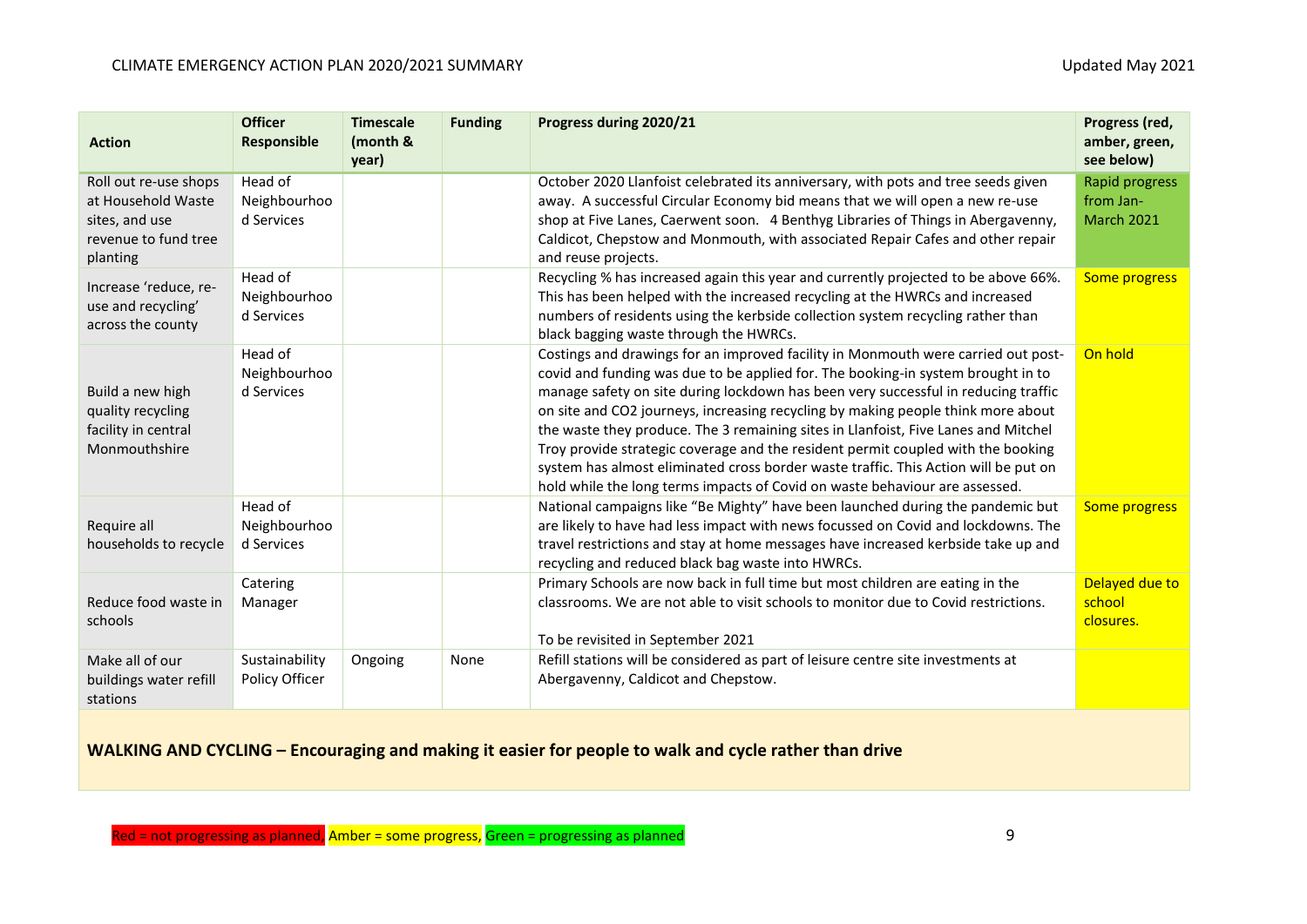| Action | Officer Responsible | Timescale (month & year) | Funding | Progress during 2020/21 | Progress (red, amber, green, see below) |
|---|---|---|---|---|---|
| Roll out re-use shops at Household Waste sites, and use revenue to fund tree planting | Head of Neighbourhood Services | | | October 2020 Llanfoist celebrated its anniversary, with pots and tree seeds given away. A successful Circular Economy bid means that we will open a new re-use shop at Five Lanes, Caerwent soon. 4 Benthyg Libraries of Things in Abergavenny, Caldicot, Chepstow and Monmouth, with associated Repair Cafes and other repair and reuse projects. | Rapid progress from Jan-March 2021 |
| Increase 'reduce, re-use and recycling' across the county | Head of Neighbourhood Services | | | Recycling % has increased again this year and currently projected to be above 66%. This has been helped with the increased recycling at the HWRCs and increased numbers of residents using the kerbside collection system recycling rather than black bagging waste through the HWRCs. | Some progress |
| Build a new high quality recycling facility in central Monmouthshire | Head of Neighbourhood Services | | | Costings and drawings for an improved facility in Monmouth were carried out post-covid and funding was due to be applied for. The booking-in system brought in to manage safety on site during lockdown has been very successful in reducing traffic on site and CO2 journeys, increasing recycling by making people think more about the waste they produce. The 3 remaining sites in Llanfoist, Five Lanes and Mitchel Troy provide strategic coverage and the resident permit coupled with the booking system has almost eliminated cross border waste traffic. This Action will be put on hold while the long terms impacts of Covid on waste behaviour are assessed. | On hold |
| Require all households to recycle | Head of Neighbourhood Services | | | National campaigns like "Be Mighty" have been launched during the pandemic but are likely to have had less impact with news focussed on Covid and lockdowns. The travel restrictions and stay at home messages have increased kerbside take up and recycling and reduced black bag waste into HWRCs. | Some progress |
| Reduce food waste in schools | Catering Manager | | | Primary Schools are now back in full time but most children are eating in the classrooms. We are not able to visit schools to monitor due to Covid restrictions.<br><br>To be revisited in September 2021 | Delayed due to school closures. |
| Make all of our buildings water refill stations | Sustainability Policy Officer | Ongoing | None | Refill stations will be considered as part of leisure centre site investments at Abergavenny, Caldicot and Chepstow. | |

**WALKING AND CYCLING – Encouraging and making it easier for people to walk and cycle rather than drive**

Red = not progressing as planned, Amber = some progress, Green = progressing as planned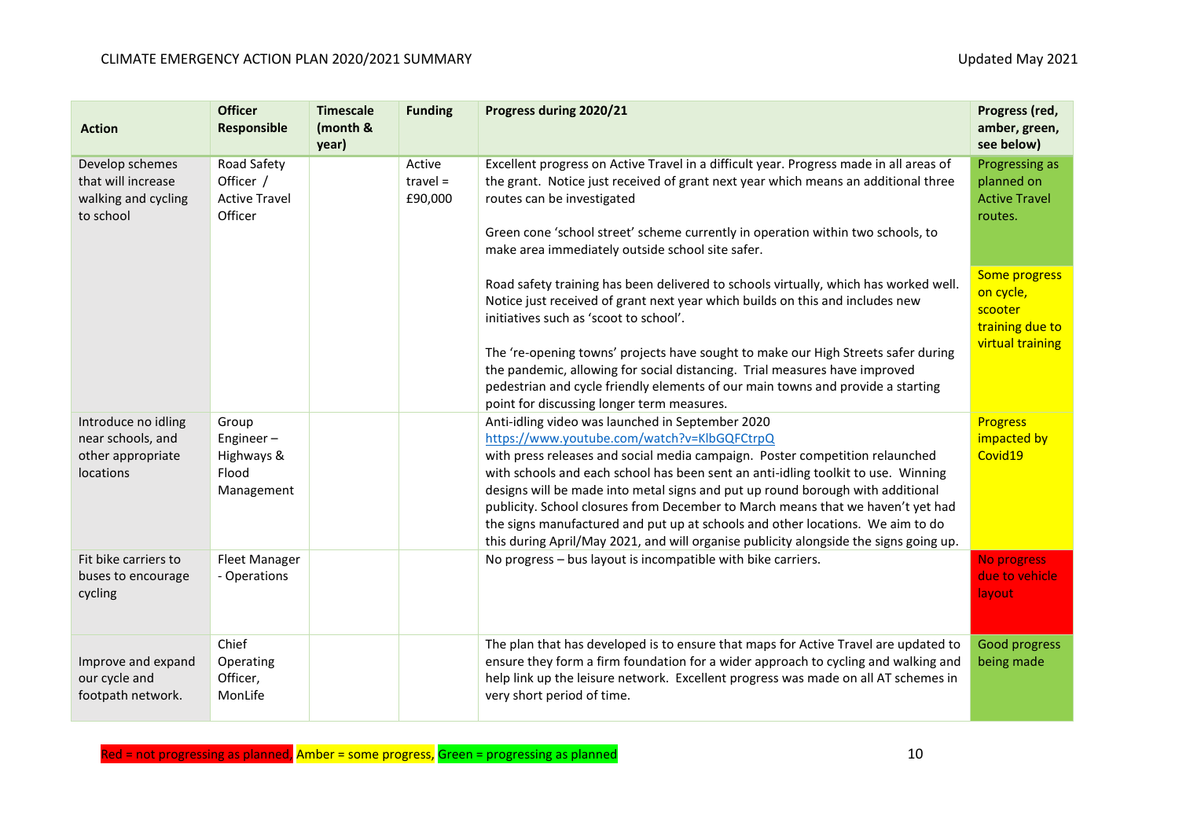| Action | Officer Responsible | Timescale (month & year) | Funding | Progress during 2020/21 | Progress (red, amber, green, see below) |
| --- | --- | --- | --- | --- | --- |
| Develop schemes that will increase walking and cycling to school | Road Safety Officer / Active Travel Officer | | Active travel = £90,000 | Excellent progress on Active Travel in a difficult year. Progress made in all areas of the grant. Notice just received of grant next year which means an additional three routes can be investigated<br><br>Green cone 'school street' scheme currently in operation within two schools, to make area immediately outside school site safer. | Progressing as planned on Active Travel routes. |
| | | | | Road safety training has been delivered to schools virtually, which has worked well. Notice just received of grant next year which builds on this and includes new initiatives such as 'scoot to school'.<br><br>The 're-opening towns' projects have sought to make our High Streets safer during the pandemic, allowing for social distancing. Trial measures have improved pedestrian and cycle friendly elements of our main towns and provide a starting point for discussing longer term measures. | Some progress on cycle, scooter training due to virtual training |
| Introduce no idling near schools, and other appropriate locations | Group Engineer – Highways & Flood Management | | | Anti-idling video was launched in September 2020 https://www.youtube.com/watch?v=KlbGQFCtrpQ with press releases and social media campaign. Poster competition relaunched with schools and each school has been sent an anti-idling toolkit to use. Winning designs will be made into metal signs and put up round borough with additional publicity. School closures from December to March means that we haven't yet had the signs manufactured and put up at schools and other locations. We aim to do this during April/May 2021, and will organise publicity alongside the signs going up. | Progress impacted by Covid19 |
| Fit bike carriers to buses to encourage cycling | Fleet Manager - Operations | | | No progress – bus layout is incompatible with bike carriers. | No progress due to vehicle layout |
| Improve and expand our cycle and footpath network. | Chief Operating Officer, MonLife | | | The plan that has developed is to ensure that maps for Active Travel are updated to ensure they form a firm foundation for a wider approach to cycling and walking and help link up the leisure network. Excellent progress was made on all AT schemes in very short period of time. | Good progress being made |

Red = not progressing as planned, Amber = some progress, Green = progressing as planned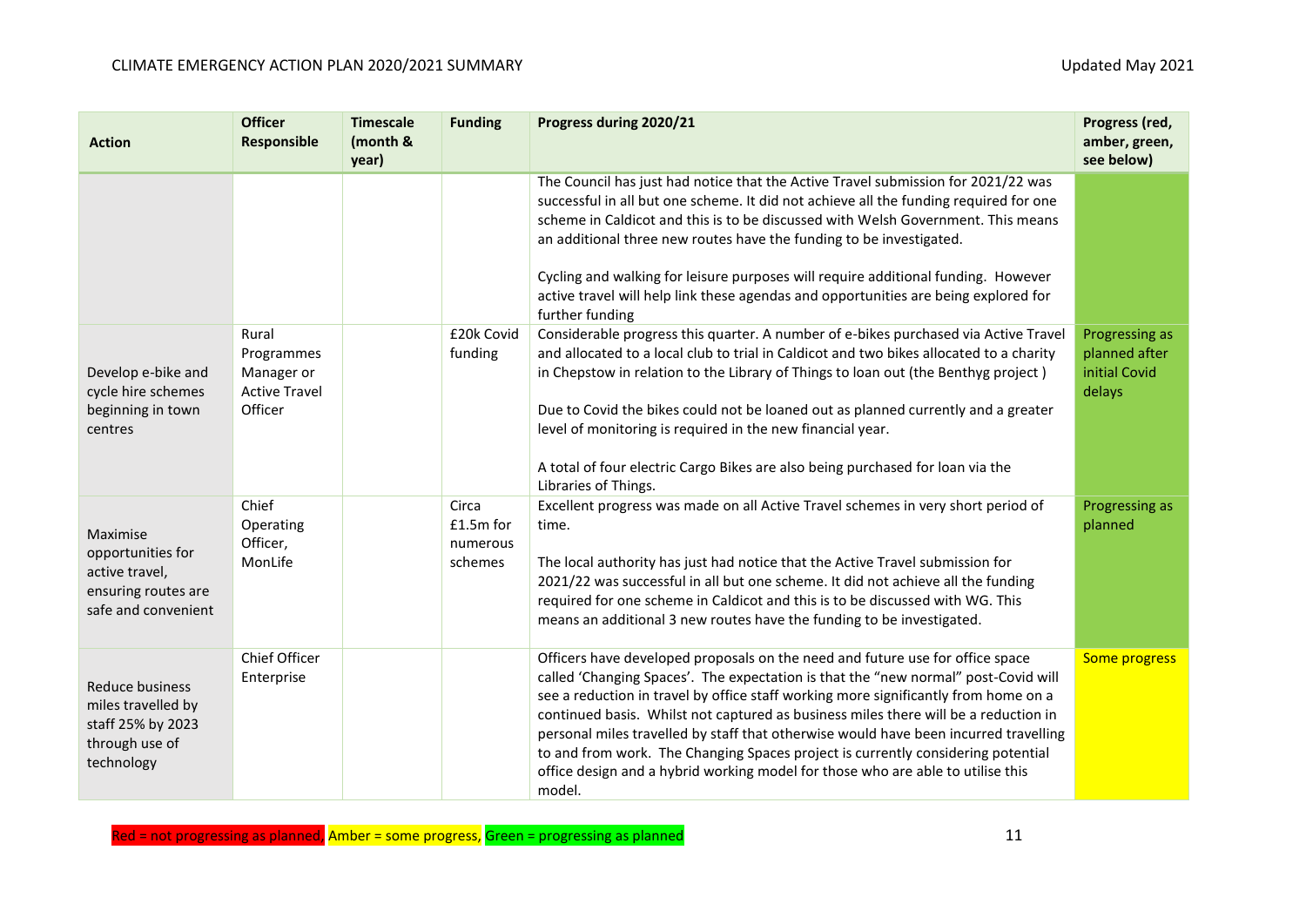| Action | Officer Responsible | Timescale (month & year) | Funding | Progress during 2020/21 | Progress (red, amber, green, see below) |
|---|---|---|---|---|---|
| | | | | The Council has just had notice that the Active Travel submission for 2021/22 was successful in all but one scheme. It did not achieve all the funding required for one scheme in Caldicot and this is to be discussed with Welsh Government. This means an additional three new routes have the funding to be investigated.<br><br>Cycling and walking for leisure purposes will require additional funding. However active travel will help link these agendas and opportunities are being explored for further funding | |
| Develop e-bike and cycle hire schemes beginning in town centres | Rural Programmes Manager or Active Travel Officer | | £20k Covid funding | Considerable progress this quarter. A number of e-bikes purchased via Active Travel and allocated to a local club to trial in Caldicot and two bikes allocated to a charity in Chepstow in relation to the Library of Things to loan out (the Benthyg project )<br><br>Due to Covid the bikes could not be loaned out as planned currently and a greater level of monitoring is required in the new financial year.<br><br>A total of four electric Cargo Bikes are also being purchased for loan via the Libraries of Things. | Progressing as planned after initial Covid delays |
| Maximise opportunities for active travel, ensuring routes are safe and convenient | Chief Operating Officer, MonLife | | Circa £1.5m for numerous schemes | Excellent progress was made on all Active Travel schemes in very short period of time.<br><br>The local authority has just had notice that the Active Travel submission for 2021/22 was successful in all but one scheme. It did not achieve all the funding required for one scheme in Caldicot and this is to be discussed with WG. This means an additional 3 new routes have the funding to be investigated. | Progressing as planned |
| Reduce business miles travelled by staff 25% by 2023 through use of technology | Chief Officer Enterprise | | | Officers have developed proposals on the need and future use for office space called 'Changing Spaces'. The expectation is that the "new normal" post-Covid will see a reduction in travel by office staff working more significantly from home on a continued basis. Whilst not captured as business miles there will be a reduction in personal miles travelled by staff that otherwise would have been incurred travelling to and from work. The Changing Spaces project is currently considering potential office design and a hybrid working model for those who are able to utilise this model. | Some progress |

Red = not progressing as planned, Amber = some progress, Green = progressing as planned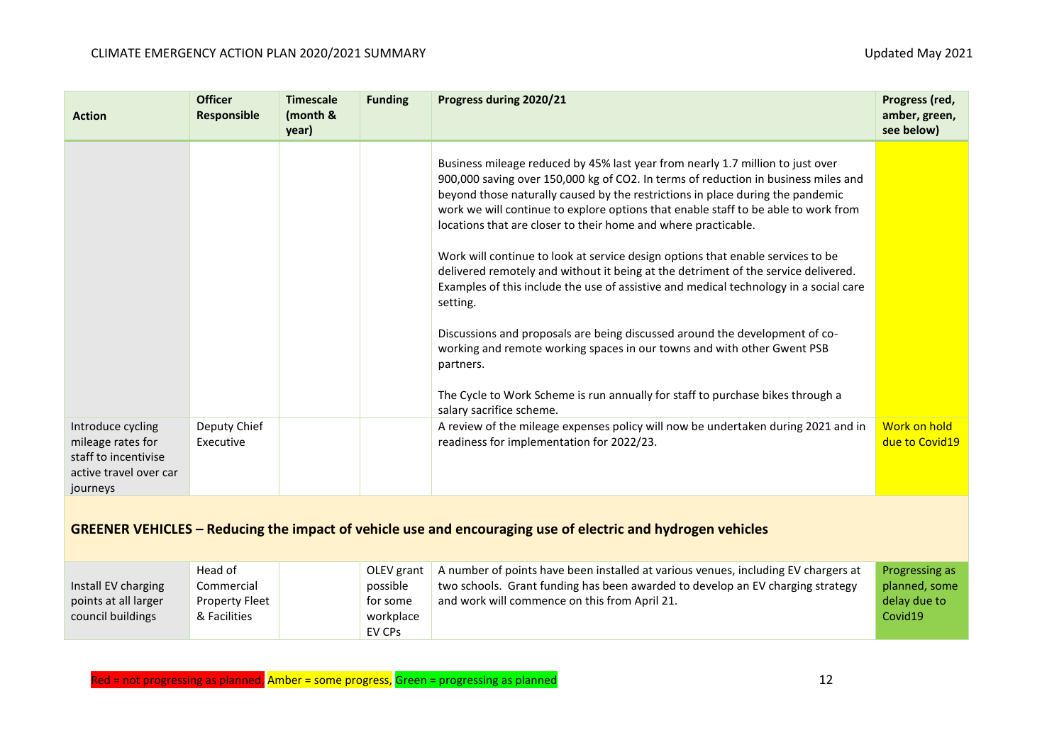| Action | Officer Responsible | Timescale (month & year) | Funding | Progress during 2020/21 | Progress (red, amber, green, see below) |
|---|---|---|---|---|---|
| | | | | Business mileage reduced by 45% last year from nearly 1.7 million to just over 900,000 saving over 150,000 kg of CO2. In terms of reduction in business miles and beyond those naturally caused by the restrictions in place during the pandemic work we will continue to explore options that enable staff to be able to work from locations that are closer to their home and where practicable.<br><br>Work will continue to look at service design options that enable services to be delivered remotely and without it being at the detriment of the service delivered. Examples of this include the use of assistive and medical technology in a social care setting.<br><br>Discussions and proposals are being discussed around the development of co-working and remote working spaces in our towns and with other Gwent PSB partners.<br><br>The Cycle to Work Scheme is run annually for staff to purchase bikes through a salary sacrifice scheme. | |
| Introduce cycling mileage rates for staff to incentivise active travel over car journeys | Deputy Chief Executive | | | A review of the mileage expenses policy will now be undertaken during 2021 and in readiness for implementation for 2022/23. | Work on hold due to Covid19 |
| **GREENER VEHICLES – Reducing the impact of vehicle use and encouraging use of electric and hydrogen vehicles** | | | | | |
| Install EV charging points at all larger council buildings | Head of Commercial Property Fleet & Facilities | | OLEV grant possible for some workplace EV CPs | A number of points have been installed at various venues, including EV chargers at two schools. Grant funding has been awarded to develop an EV charging strategy and work will commence on this from April 21. | Progressing as planned, some delay due to Covid19 |

Red = not progressing as planned, Amber = some progress, Green = progressing as planned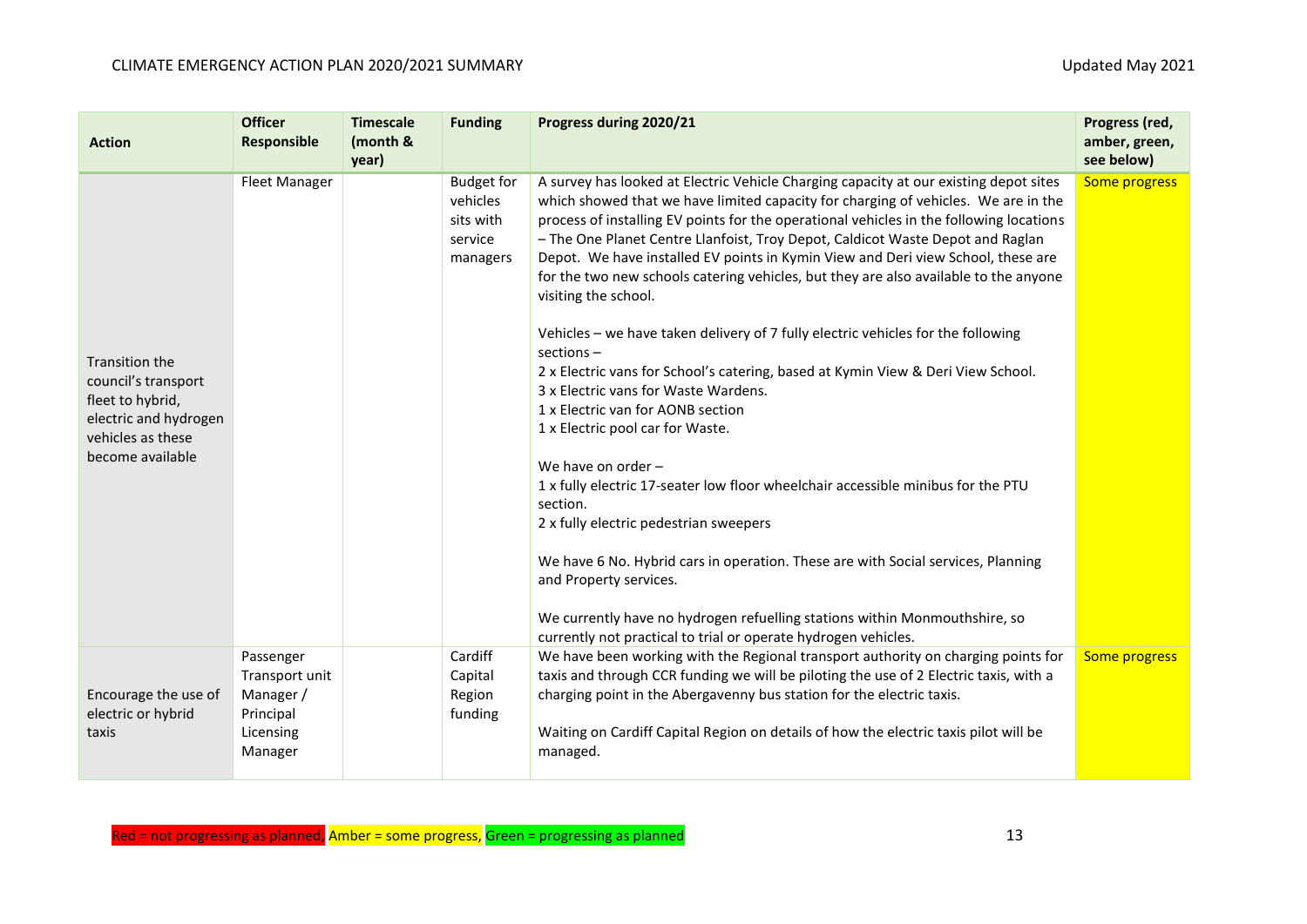| Action | Officer Responsible | Timescale (month & year) | Funding | Progress during 2020/21 | Progress (red, amber, green, see below) |
|---|---|---|---|---|---|
| Transition the council's transport fleet to hybrid, electric and hydrogen vehicles as these become available | Fleet Manager | | Budget for vehicles sits with service managers | A survey has looked at Electric Vehicle Charging capacity at our existing depot sites which showed that we have limited capacity for charging of vehicles. We are in the process of installing EV points for the operational vehicles in the following locations – The One Planet Centre Llanfoist, Troy Depot, Caldicot Waste Depot and Raglan Depot. We have installed EV points in Kymin View and Deri view School, these are for the two new schools catering vehicles, but they are also available to the anyone visiting the school.<br><br>Vehicles – we have taken delivery of 7 fully electric vehicles for the following sections –<br>2 x Electric vans for School's catering, based at Kymin View & Deri View School.<br>3 x Electric vans for Waste Wardens.<br>1 x Electric van for AONB section<br>1 x Electric pool car for Waste.<br><br>We have on order –<br>1 x fully electric 17-seater low floor wheelchair accessible minibus for the PTU section.<br>2 x fully electric pedestrian sweepers<br><br>We have 6 No. Hybrid cars in operation. These are with Social services, Planning and Property services.<br><br>We currently have no hydrogen refuelling stations within Monmouthshire, so currently not practical to trial or operate hydrogen vehicles. | Some progress |
| Encourage the use of electric or hybrid taxis | Passenger Transport unit Manager / Principal Licensing Manager | | Cardiff Capital Region funding | We have been working with the Regional transport authority on charging points for taxis and through CCR funding we will be piloting the use of 2 Electric taxis, with a charging point in the Abergavenny bus station for the electric taxis.<br><br>Waiting on Cardiff Capital Region on details of how the electric taxis pilot will be managed. | Some progress |

Red = not progressing as planned, Amber = some progress, Green = progressing as planned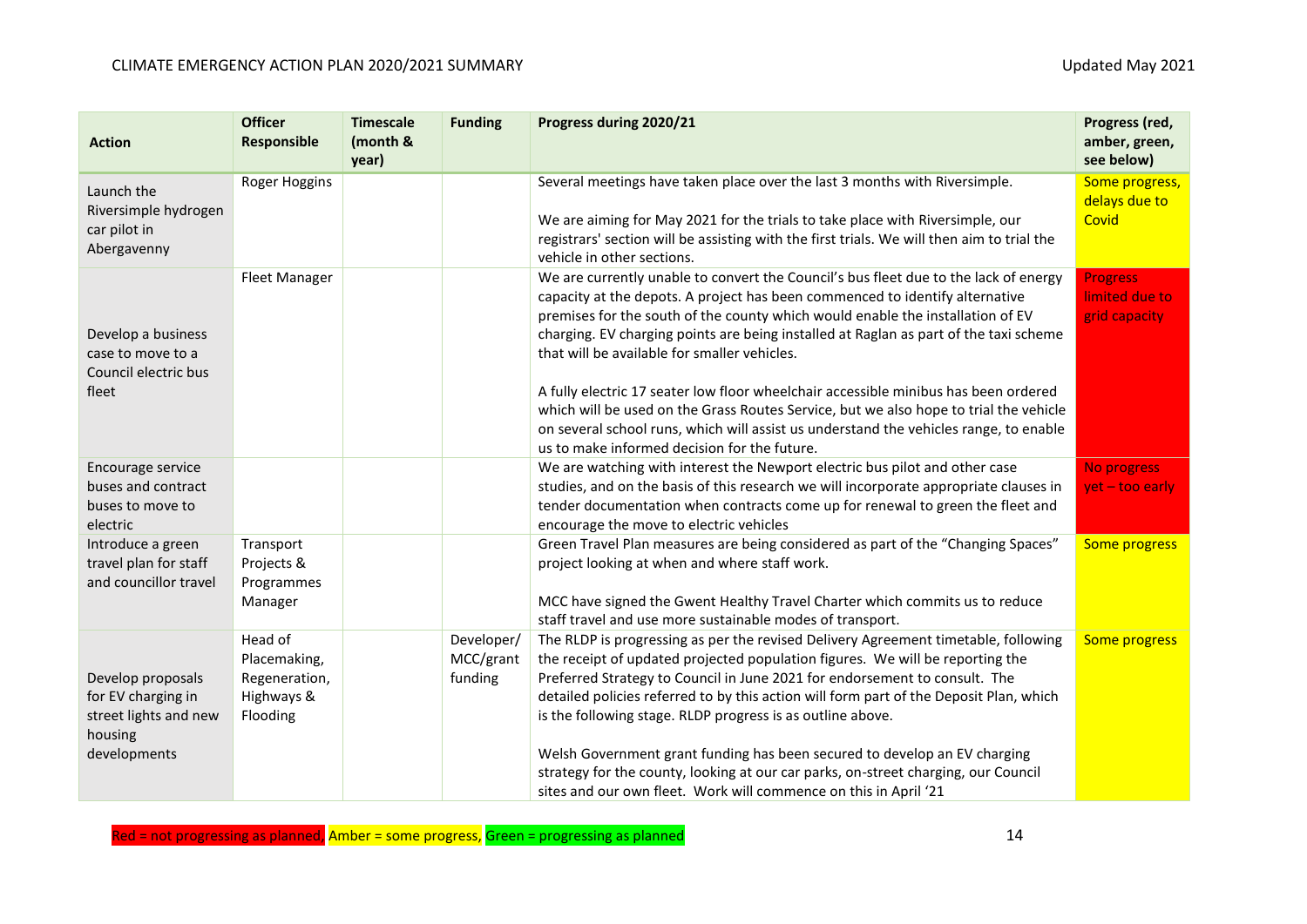| Action | Officer Responsible | Timescale (month & year) | Funding | Progress during 2020/21 | Progress (red, amber, green, see below) |
| --- | --- | --- | --- | --- | --- |
| Launch the Riversimple hydrogen car pilot in Abergavenny | Roger Hoggins | | | Several meetings have taken place over the last 3 months with Riversimple.<br><br>We are aiming for May 2021 for the trials to take place with Riversimple, our registrars' section will be assisting with the first trials. We will then aim to trial the vehicle in other sections. | Some progress, delays due to Covid |
| Develop a business case to move to a Council electric bus fleet | Fleet Manager | | | We are currently unable to convert the Council's bus fleet due to the lack of energy capacity at the depots. A project has been commenced to identify alternative premises for the south of the county which would enable the installation of EV charging. EV charging points are being installed at Raglan as part of the taxi scheme that will be available for smaller vehicles.<br><br>A fully electric 17 seater low floor wheelchair accessible minibus has been ordered which will be used on the Grass Routes Service, but we also hope to trial the vehicle on several school runs, which will assist us understand the vehicles range, to enable us to make informed decision for the future. | Progress limited due to grid capacity |
| Encourage service buses and contract buses to move to electric | | | | We are watching with interest the Newport electric bus pilot and other case studies, and on the basis of this research we will incorporate appropriate clauses in tender documentation when contracts come up for renewal to green the fleet and encourage the move to electric vehicles | No progress yet – too early |
| Introduce a green travel plan for staff and councillor travel | Transport Projects & Programmes Manager | | | Green Travel Plan measures are being considered as part of the "Changing Spaces" project looking at when and where staff work.<br><br>MCC have signed the Gwent Healthy Travel Charter which commits us to reduce staff travel and use more sustainable modes of transport. | Some progress |
| Develop proposals for EV charging in street lights and new housing developments | Head of Placemaking, Regeneration, Highways & Flooding | | Developer/ MCC/grant funding | The RLDP is progressing as per the revised Delivery Agreement timetable, following the receipt of updated projected population figures. We will be reporting the Preferred Strategy to Council in June 2021 for endorsement to consult. The detailed policies referred to by this action will form part of the Deposit Plan, which is the following stage. RLDP progress is as outline above.<br><br>Welsh Government grant funding has been secured to develop an EV charging strategy for the county, looking at our car parks, on-street charging, our Council sites and our own fleet. Work will commence on this in April '21 | Some progress |

Red = not progressing as planned, Amber = some progress, Green = progressing as planned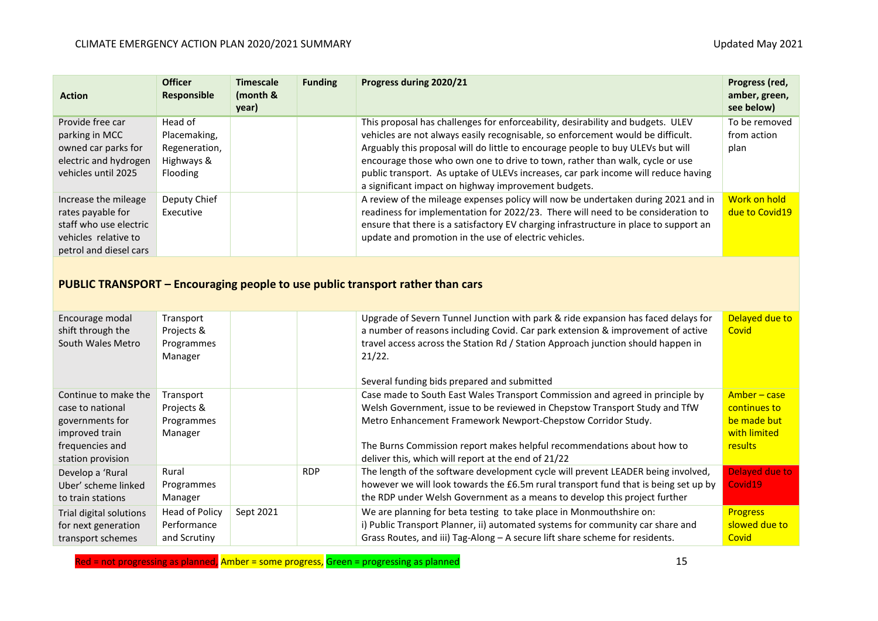| Action | Officer Responsible | Timescale (month & year) | Funding | Progress during 2020/21 | Progress (red, amber, green, see below) |
|---|---|---|---|---|---|
| Provide free car parking in MCC owned car parks for electric and hydrogen vehicles until 2025 | Head of Placemaking, Regeneration, Highways & Flooding | | | This proposal has challenges for enforceability, desirability and budgets. ULEV vehicles are not always easily recognisable, so enforcement would be difficult. Arguably this proposal will do little to encourage people to buy ULEVs but will encourage those who own one to drive to town, rather than walk, cycle or use public transport. As uptake of ULEVs increases, car park income will reduce having a significant impact on highway improvement budgets. | To be removed from action plan |
| Increase the mileage rates payable for staff who use electric vehicles relative to petrol and diesel cars | Deputy Chief Executive | | | A review of the mileage expenses policy will now be undertaken during 2021 and in readiness for implementation for 2022/23. There will need to be consideration to ensure that there is a satisfactory EV charging infrastructure in place to support an update and promotion in the use of electric vehicles. | Work on hold due to Covid19 |
| **PUBLIC TRANSPORT – Encouraging people to use public transport rather than cars** | | | | | |
| Encourage modal shift through the South Wales Metro | Transport Projects & Programmes Manager | | | Upgrade of Severn Tunnel Junction with park & ride expansion has faced delays for a number of reasons including Covid. Car park extension & improvement of active travel access across the Station Rd / Station Approach junction should happen in 21/22.<br><br>Several funding bids prepared and submitted | Delayed due to Covid |
| Continue to make the case to national governments for improved train frequencies and station provision | Transport Projects & Programmes Manager | | | Case made to South East Wales Transport Commission and agreed in principle by Welsh Government, issue to be reviewed in Chepstow Transport Study and TfW Metro Enhancement Framework Newport-Chepstow Corridor Study.<br><br>The Burns Commission report makes helpful recommendations about how to deliver this, which will report at the end of 21/22 | Amber – case continues to be made but with limited results |
| Develop a 'Rural Uber' scheme linked to train stations | Rural Programmes Manager | | RDP | The length of the software development cycle will prevent LEADER being involved, however we will look towards the £6.5m rural transport fund that is being set up by the RDP under Welsh Government as a means to develop this project further | Delayed due to Covid19 |
| Trial digital solutions for next generation transport schemes | Head of Policy Performance and Scrutiny | Sept 2021 | | We are planning for beta testing to take place in Monmouthshire on:<br>i) Public Transport Planner, ii) automated systems for community car share and Grass Routes, and iii) Tag-Along – A secure lift share scheme for residents. | Progress slowed due to Covid |

Red = not progressing as planned, Amber = some progress, Green = progressing as planned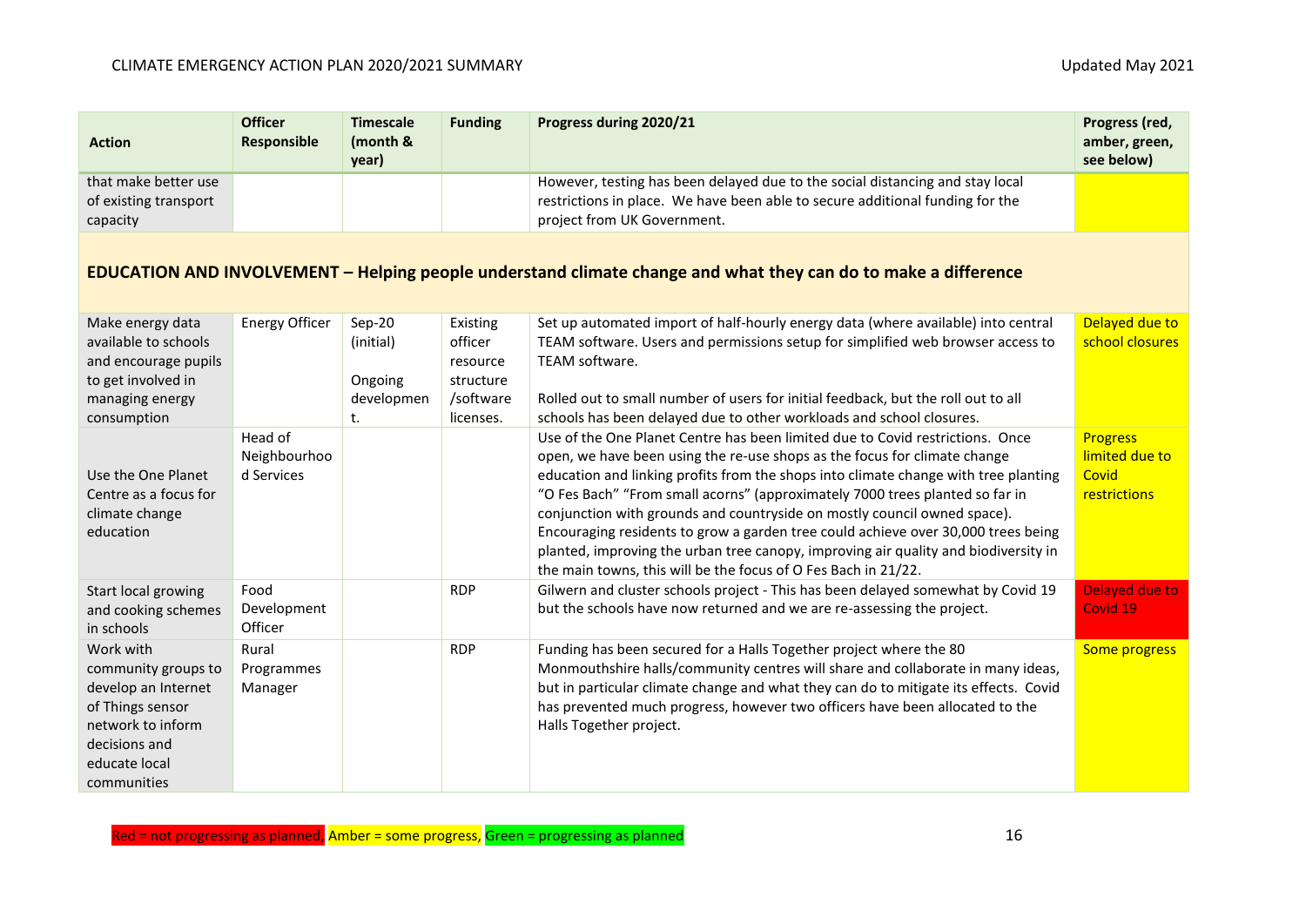| Action | Officer Responsible | Timescale (month & year) | Funding | Progress during 2020/21 | Progress (red, amber, green, see below) |
|---|---|---|---|---|---|
| that make better use of existing transport capacity | | | | However, testing has been delayed due to the social distancing and stay local restrictions in place. We have been able to secure additional funding for the project from UK Government. | |
| **EDUCATION AND INVOLVEMENT – Helping people understand climate change and what they can do to make a difference** | | | | | |
| Make energy data available to schools and encourage pupils to get involved in managing energy consumption | Energy Officer | Sep-20 (initial)<br><br>Ongoing development. | Existing officer resource structure /software licenses. | Set up automated import of half-hourly energy data (where available) into central TEAM software. Users and permissions setup for simplified web browser access to TEAM software.<br><br>Rolled out to small number of users for initial feedback, but the roll out to all schools has been delayed due to other workloads and school closures. | Delayed due to school closures |
| Use the One Planet Centre as a focus for climate change education | Head of Neighbourhood Services | | | Use of the One Planet Centre has been limited due to Covid restrictions. Once open, we have been using the re-use shops as the focus for climate change education and linking profits from the shops into climate change with tree planting "O Fes Bach" "From small acorns" (approximately 7000 trees planted so far in conjunction with grounds and countryside on mostly council owned space). Encouraging residents to grow a garden tree could achieve over 30,000 trees being planted, improving the urban tree canopy, improving air quality and biodiversity in the main towns, this will be the focus of O Fes Bach in 21/22. | Progress limited due to Covid restrictions |
| Start local growing and cooking schemes in schools | Food Development Officer | | RDP | Gilwern and cluster schools project - This has been delayed somewhat by Covid 19 but the schools have now returned and we are re-assessing the project. | Delayed due to Covid 19 |
| Work with community groups to develop an Internet of Things sensor network to inform decisions and educate local communities | Rural Programmes Manager | | RDP | Funding has been secured for a Halls Together project where the 80 Monmouthshire halls/community centres will share and collaborate in many ideas, but in particular climate change and what they can do to mitigate its effects. Covid has prevented much progress, however two officers have been allocated to the Halls Together project. | Some progress |

Red = not progressing as planned, Amber = some progress, Green = progressing as planned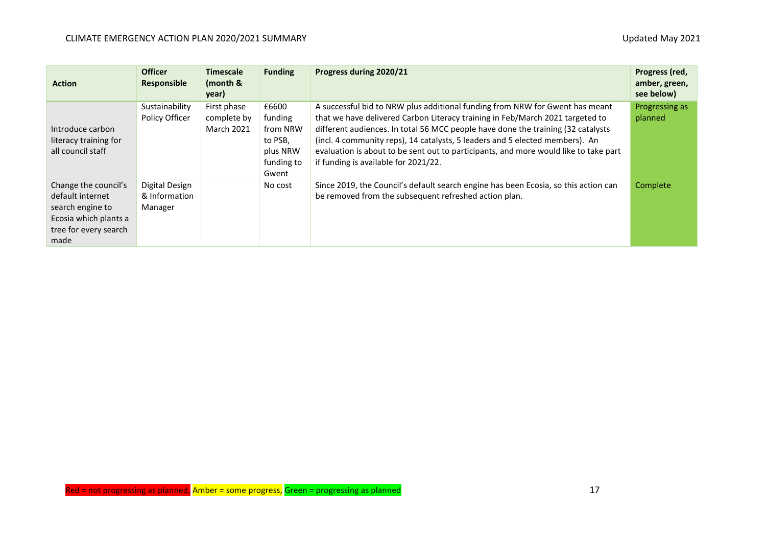| Action | Officer Responsible | Timescale (month & year) | Funding | Progress during 2020/21 | Progress (red, amber, green, see below) |
|---|---|---|---|---|---|
| Introduce carbon literacy training for all council staff | Sustainability Policy Officer | First phase complete by March 2021 | £6600 funding from NRW to PSB, plus NRW funding to Gwent | A successful bid to NRW plus additional funding from NRW for Gwent has meant that we have delivered Carbon Literacy training in Feb/March 2021 targeted to different audiences. In total 56 MCC people have done the training (32 catalysts (incl. 4 community reps), 14 catalysts, 5 leaders and 5 elected members). An evaluation is about to be sent out to participants, and more would like to take part if funding is available for 2021/22. | Progressing as planned |
| Change the council's default internet search engine to Ecosia which plants a tree for every search made | Digital Design & Information Manager | | No cost | Since 2019, the Council's default search engine has been Ecosia, so this action can be removed from the subsequent refreshed action plan. | Complete |

Red = not progressing as planned, Amber = some progress, Green = progressing as planned